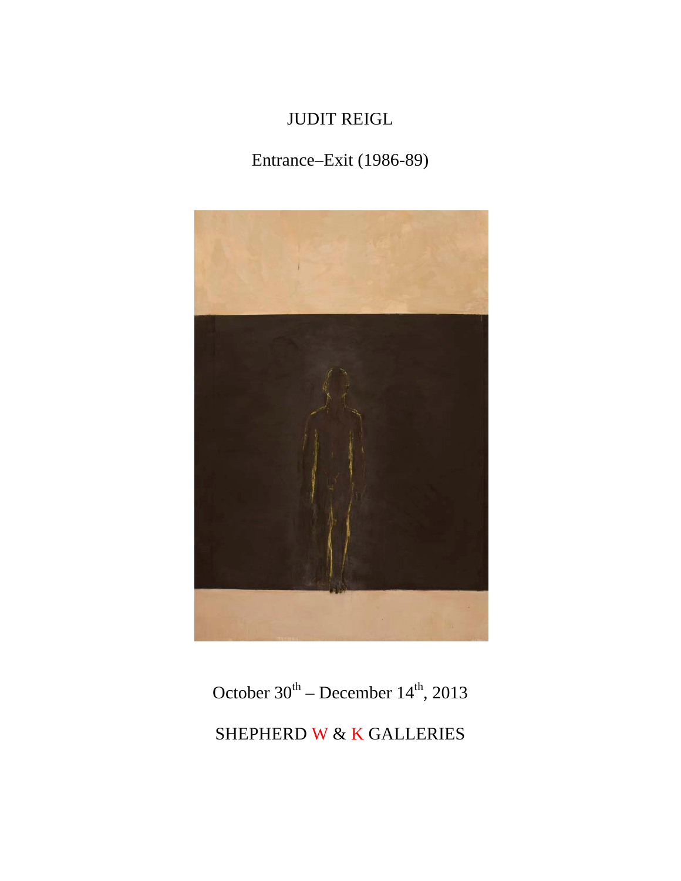# JUDIT REIGL

## Entrance–Exit (1986-89)

October 30th – December 14th, 2013

SHEPHERD W & K GALLERIES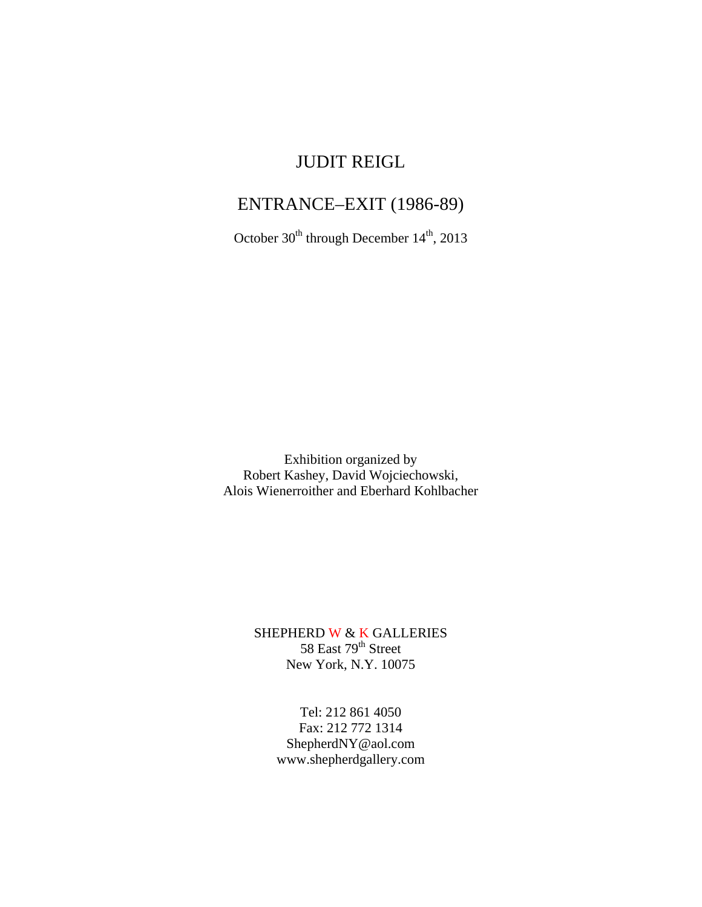# JUDIT REIGL

## ENTRANCE–EXIT (1986-89)

October 30th through December 14th, 2013

Exhibition organized by
Robert Kashey, David Wojciechowski,
Alois Wienerroither and Eberhard Kohlbacher

SHEPHERD W & K GALLERIES
58 East 79th Street
New York, N.Y. 10075

Tel: 212 861 4050
Fax: 212 772 1314
ShepherdNY@aol.com
www.shepherdgallery.com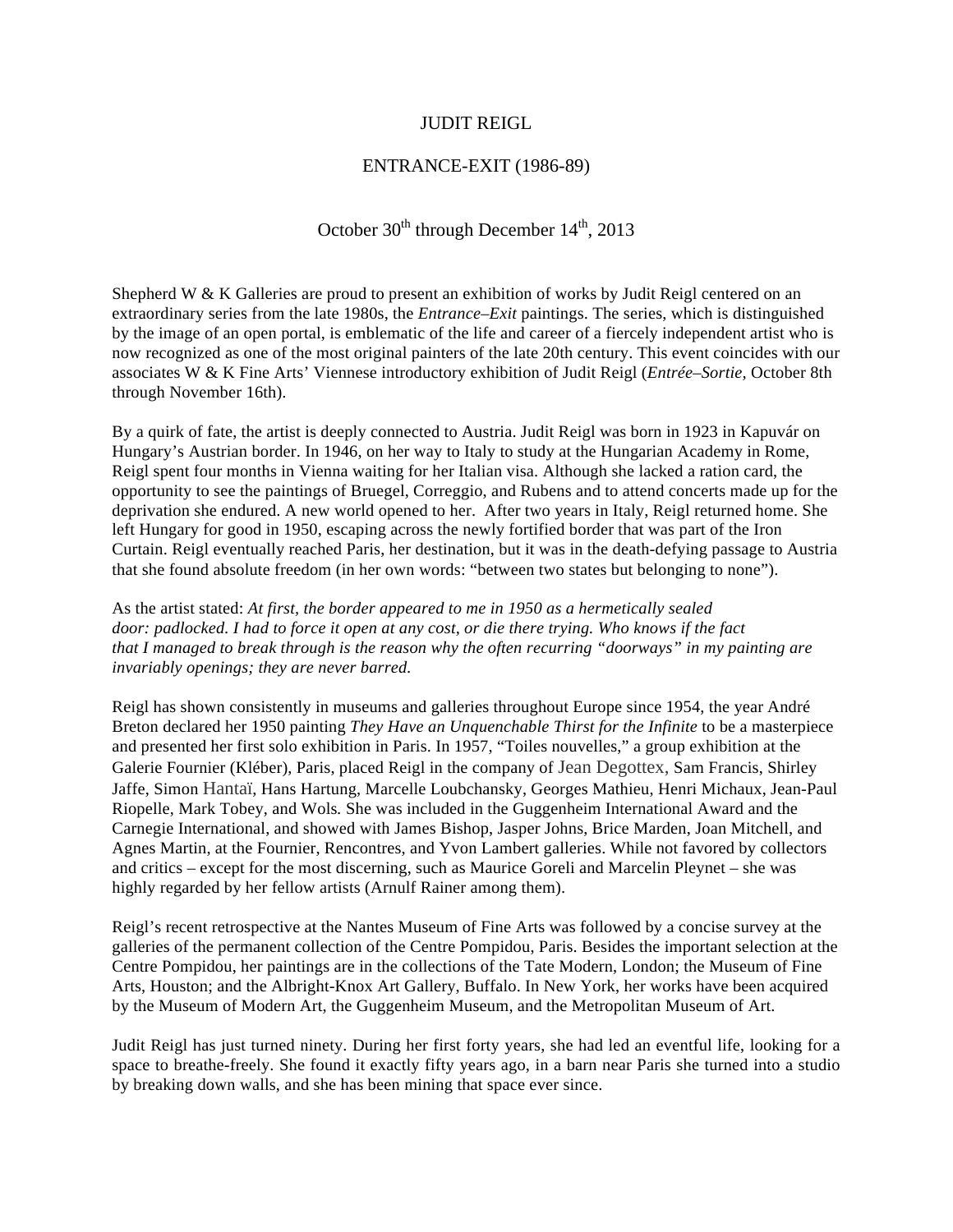# JUDIT REIGL

## ENTRANCE-EXIT (1986-89)

October 30th through December 14th, 2013

Shepherd W & K Galleries are proud to present an exhibition of works by Judit Reigl centered on an extraordinary series from the late 1980s, the *Entrance–Exit* paintings. The series, which is distinguished by the image of an open portal, is emblematic of the life and career of a fiercely independent artist who is now recognized as one of the most original painters of the late 20th century. This event coincides with our associates W & K Fine Arts' Viennese introductory exhibition of Judit Reigl (*Entrée–Sortie,* October 8th through November 16th).

By a quirk of fate, the artist is deeply connected to Austria. Judit Reigl was born in 1923 in Kapuvár on Hungary's Austrian border. In 1946, on her way to Italy to study at the Hungarian Academy in Rome, Reigl spent four months in Vienna waiting for her Italian visa. Although she lacked a ration card, the opportunity to see the paintings of Bruegel, Correggio, and Rubens and to attend concerts made up for the deprivation she endured. A new world opened to her. After two years in Italy, Reigl returned home. She left Hungary for good in 1950, escaping across the newly fortified border that was part of the Iron Curtain. Reigl eventually reached Paris, her destination, but it was in the death-defying passage to Austria that she found absolute freedom (in her own words: "between two states but belonging to none").

As the artist stated: *At first, the border appeared to me in 1950 as a hermetically sealed door: padlocked. I had to force it open at any cost, or die there trying. Who knows if the fact that I managed to break through is the reason why the often recurring "doorways" in my painting are invariably openings; they are never barred.*

Reigl has shown consistently in museums and galleries throughout Europe since 1954, the year André Breton declared her 1950 painting *They Have an Unquenchable Thirst for the Infinite* to be a masterpiece and presented her first solo exhibition in Paris. In 1957, "Toiles nouvelles," a group exhibition at the Galerie Fournier (Kléber), Paris, placed Reigl in the company of Jean Degottex, Sam Francis, Shirley Jaffe, Simon Hantaï, Hans Hartung, Marcelle Loubchansky, Georges Mathieu, Henri Michaux, Jean-Paul Riopelle, Mark Tobey, and Wols. She was included in the Guggenheim International Award and the Carnegie International, and showed with James Bishop, Jasper Johns, Brice Marden, Joan Mitchell, and Agnes Martin, at the Fournier, Rencontres, and Yvon Lambert galleries. While not favored by collectors and critics – except for the most discerning, such as Maurice Goreli and Marcelin Pleynet – she was highly regarded by her fellow artists (Arnulf Rainer among them).

Reigl's recent retrospective at the Nantes Museum of Fine Arts was followed by a concise survey at the galleries of the permanent collection of the Centre Pompidou, Paris. Besides the important selection at the Centre Pompidou, her paintings are in the collections of the Tate Modern, London; the Museum of Fine Arts, Houston; and the Albright-Knox Art Gallery, Buffalo. In New York, her works have been acquired by the Museum of Modern Art, the Guggenheim Museum, and the Metropolitan Museum of Art.

Judit Reigl has just turned ninety. During her first forty years, she had led an eventful life, looking for a space to breathe-freely. She found it exactly fifty years ago, in a barn near Paris she turned into a studio by breaking down walls, and she has been mining that space ever since.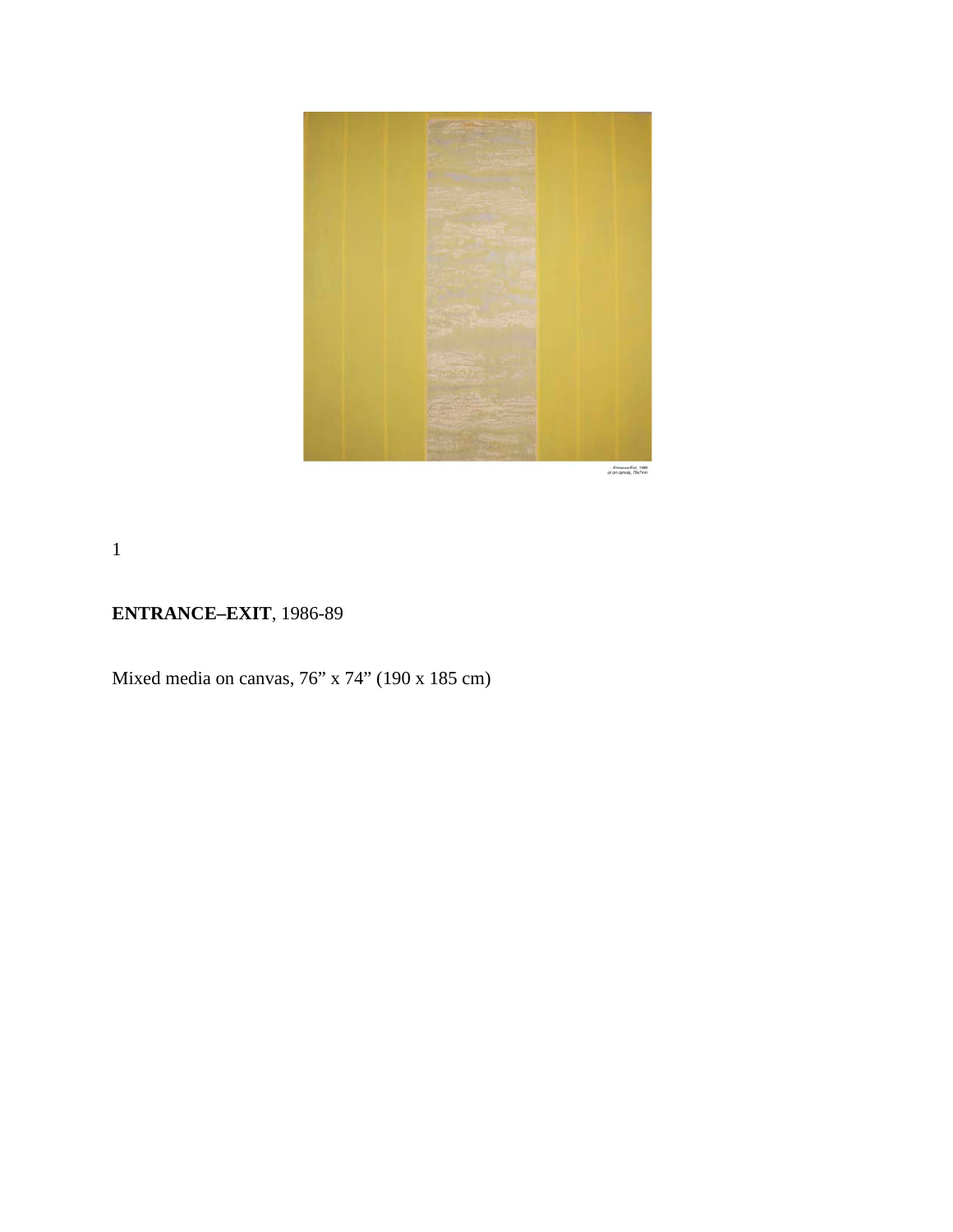1

**ENTRANCE–EXIT**, 1986-89

Mixed media on canvas, 76" x 74" (190 x 185 cm)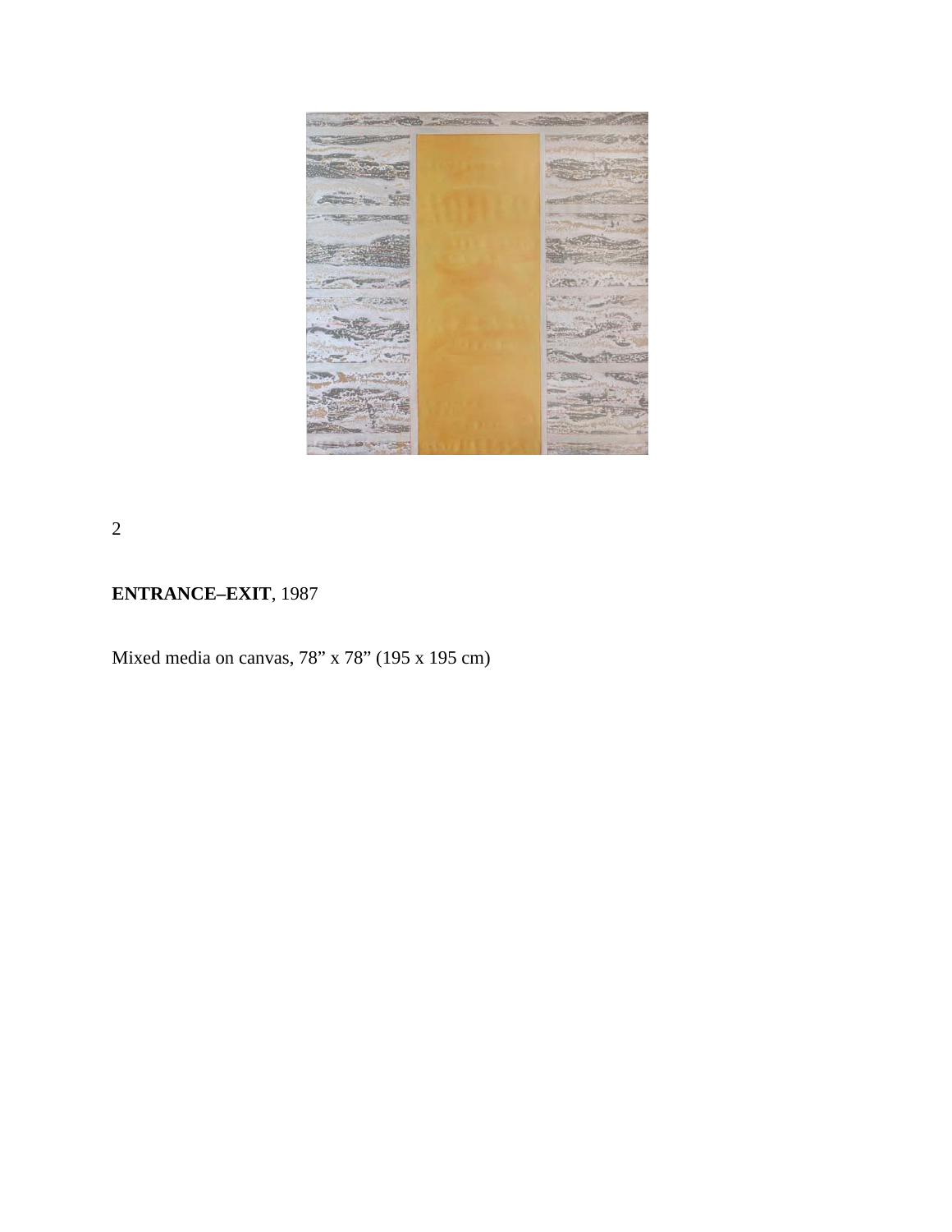2

**ENTRANCE–EXIT**, 1987

Mixed media on canvas, 78" x 78" (195 x 195 cm)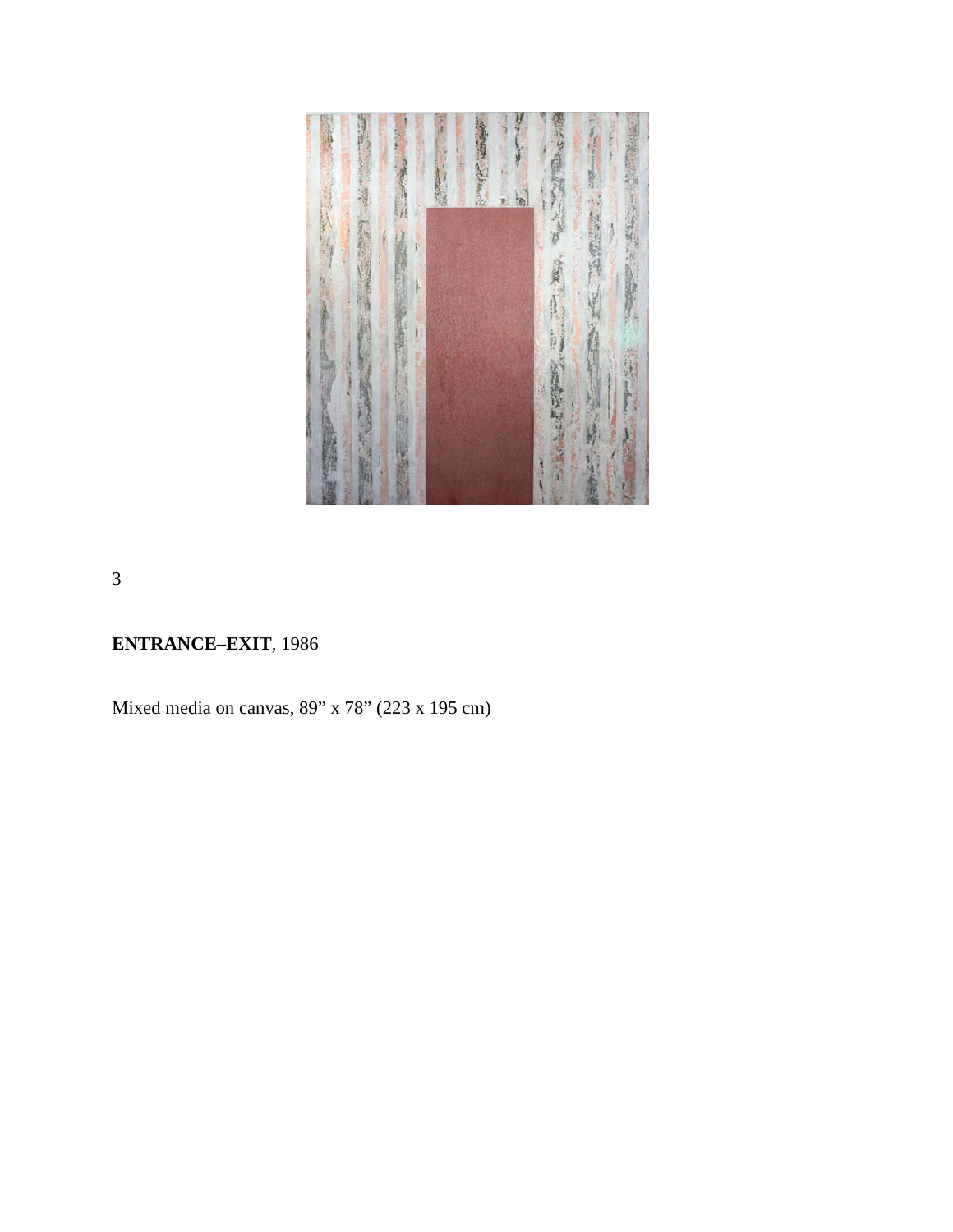3

**ENTRANCE–EXIT**, 1986

Mixed media on canvas, 89” x 78” (223 x 195 cm)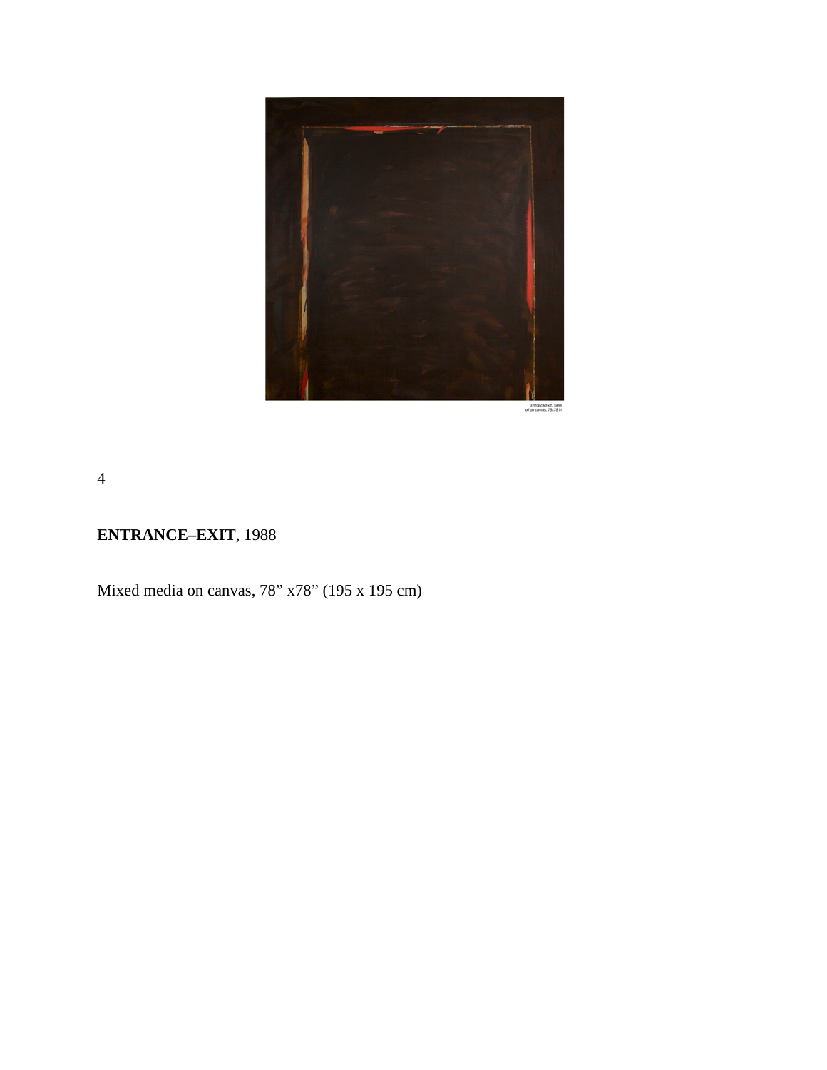4

**ENTRANCE–EXIT**, 1988

Mixed media on canvas, 78” x78” (195 x 195 cm)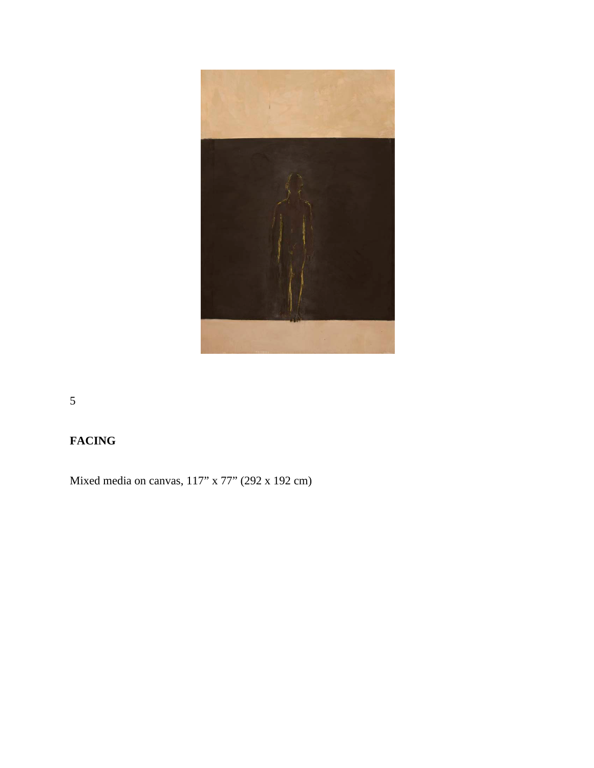5

**FACING**

Mixed media on canvas, 117” x 77” (292 x 192 cm)